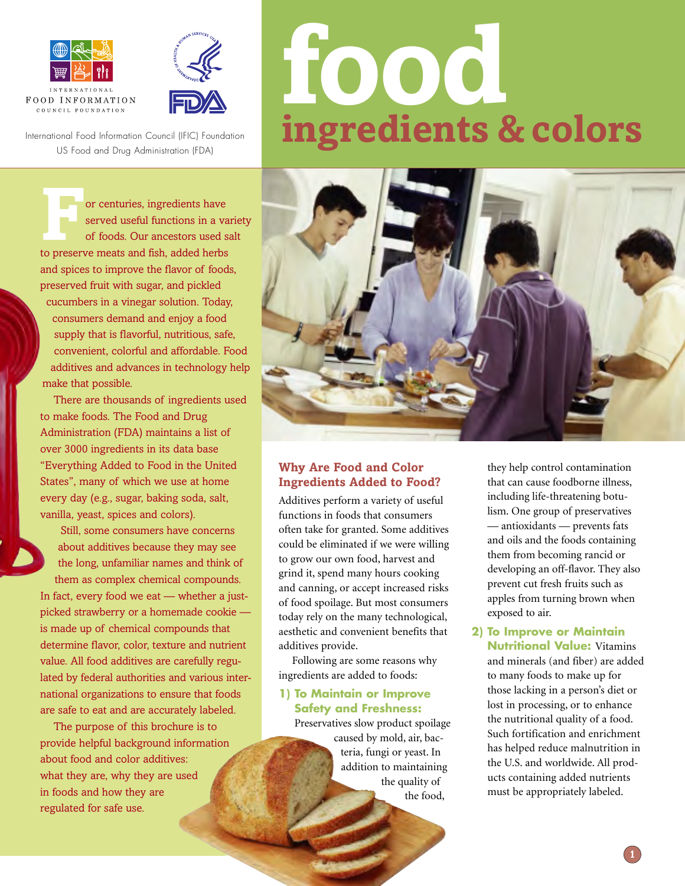INTERNATIONAL FOOD INFORMATION COUNCIL FOUNDATION

International Food Information Council (IFIC) Foundation
US Food and Drug Administration (FDA)

# food ingredients & colors

For centuries, ingredients have served useful functions in a variety of foods. Our ancestors used salt to preserve meats and fish, added herbs and spices to improve the flavor of foods, preserved fruit with sugar, and pickled cucumbers in a vinegar solution. Today, consumers demand and enjoy a food supply that is flavorful, nutritious, safe, convenient, colorful and affordable. Food additives and advances in technology help make that possible.

There are thousands of ingredients used to make foods. The Food and Drug Administration (FDA) maintains a list of over 3000 ingredients in its data base "Everything Added to Food in the United States", many of which we use at home every day (e.g., sugar, baking soda, salt, vanilla, yeast, spices and colors).

Still, some consumers have concerns about additives because they may see the long, unfamiliar names and think of them as complex chemical compounds. In fact, every food we eat — whether a just-picked strawberry or a homemade cookie — is made up of chemical compounds that determine flavor, color, texture and nutrient value. All food additives are carefully regulated by federal authorities and various international organizations to ensure that foods are safe to eat and are accurately labeled.

The purpose of this brochure is to provide helpful background information about food and color additives: what they are, why they are used in foods and how they are regulated for safe use.

## Why Are Food and Color Ingredients Added to Food?

Additives perform a variety of useful functions in foods that consumers often take for granted. Some additives could be eliminated if we were willing to grow our own food, harvest and grind it, spend many hours cooking and canning, or accept increased risks of food spoilage. But most consumers today rely on the many technological, aesthetic and convenient benefits that additives provide.

Following are some reasons why ingredients are added to foods:

**1) To Maintain or Improve Safety and Freshness:** Preservatives slow product spoilage caused by mold, air, bacteria, fungi or yeast. In addition to maintaining the quality of the food, they help control contamination that can cause foodborne illness, including life-threatening botulism. One group of preservatives — antioxidants — prevents fats and oils and the foods containing them from becoming rancid or developing an off-flavor. They also prevent cut fresh fruits such as apples from turning brown when exposed to air.

**2) To Improve or Maintain Nutritional Value:** Vitamins and minerals (and fiber) are added to many foods to make up for those lacking in a person's diet or lost in processing, or to enhance the nutritional quality of a food. Such fortification and enrichment has helped reduce malnutrition in the U.S. and worldwide. All products containing added nutrients must be appropriately labeled.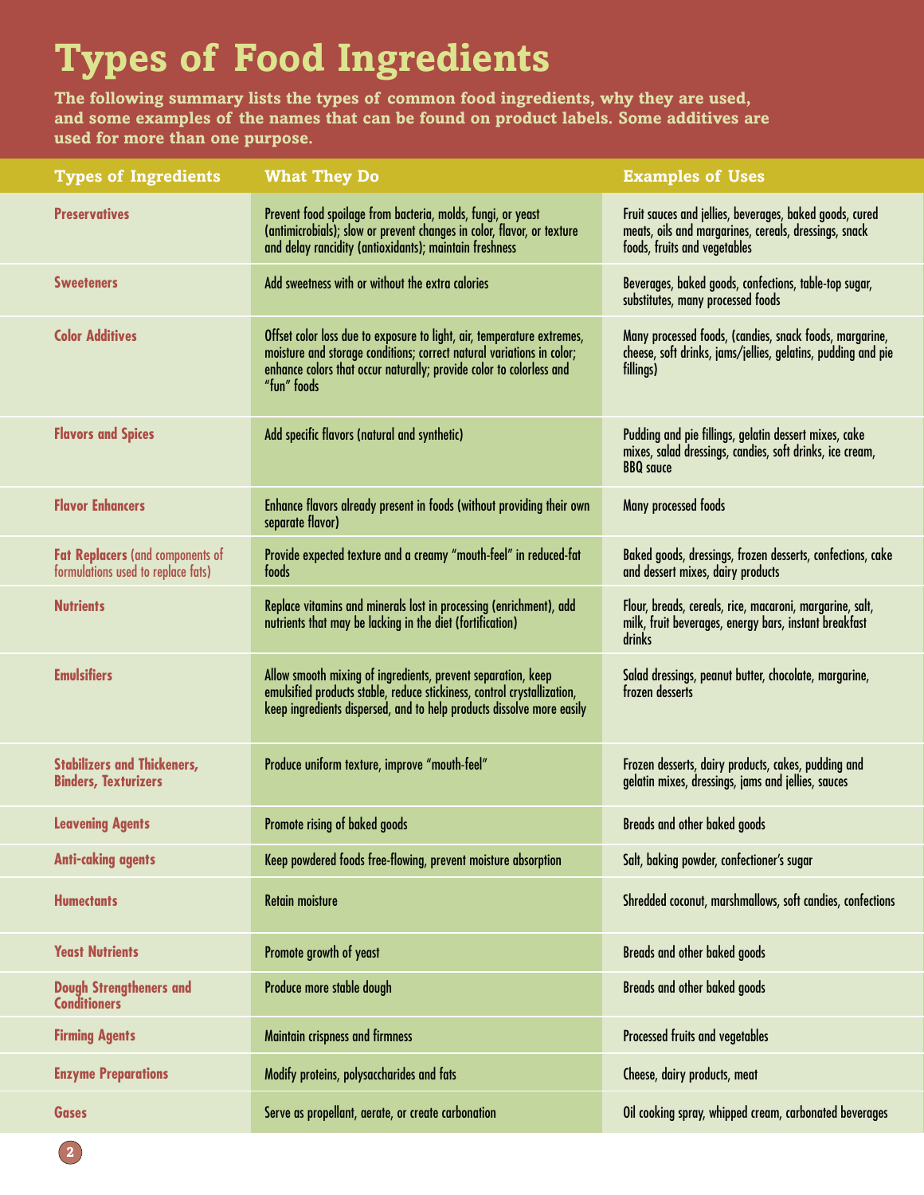# Types of Food Ingredients

**The following summary lists the types of common food ingredients, why they are used, and some examples of the names that can be found on product labels. Some additives are used for more than one purpose.**

| Types of Ingredients | What They Do | Examples of Uses |
|---|---|---|
| **Preservatives** | Prevent food spoilage from bacteria, molds, fungi, or yeast (antimicrobials); slow or prevent changes in color, flavor, or texture and delay rancidity (antioxidants); maintain freshness | Fruit sauces and jellies, beverages, baked goods, cured meats, oils and margarines, cereals, dressings, snack foods, fruits and vegetables |
| **Sweeteners** | Add sweetness with or without the extra calories | Beverages, baked goods, confections, table-top sugar, substitutes, many processed foods |
| **Color Additives** | Offset color loss due to exposure to light, air, temperature extremes, moisture and storage conditions; correct natural variations in color; enhance colors that occur naturally; provide color to colorless and "fun" foods | Many processed foods, (candies, snack foods, margarine, cheese, soft drinks, jams/jellies, gelatins, pudding and pie fillings) |
| **Flavors and Spices** | Add specific flavors (natural and synthetic) | Pudding and pie fillings, gelatin dessert mixes, cake mixes, salad dressings, candies, soft drinks, ice cream, BBQ sauce |
| **Flavor Enhancers** | Enhance flavors already present in foods (without providing their own separate flavor) | Many processed foods |
| **Fat Replacers** (and components of formulations used to replace fats) | Provide expected texture and a creamy "mouth-feel" in reduced-fat foods | Baked goods, dressings, frozen desserts, confections, cake and dessert mixes, dairy products |
| **Nutrients** | Replace vitamins and minerals lost in processing (enrichment), add nutrients that may be lacking in the diet (fortification) | Flour, breads, cereals, rice, macaroni, margarine, salt, milk, fruit beverages, energy bars, instant breakfast drinks |
| **Emulsifiers** | Allow smooth mixing of ingredients, prevent separation, keep emulsified products stable, reduce stickiness, control crystallization, keep ingredients dispersed, and to help products dissolve more easily | Salad dressings, peanut butter, chocolate, margarine, frozen desserts |
| **Stabilizers and Thickeners, Binders, Texturizers** | Produce uniform texture, improve "mouth-feel" | Frozen desserts, dairy products, cakes, pudding and gelatin mixes, dressings, jams and jellies, sauces |
| **Leavening Agents** | Promote rising of baked goods | Breads and other baked goods |
| **Anti-caking agents** | Keep powdered foods free-flowing, prevent moisture absorption | Salt, baking powder, confectioner's sugar |
| **Humectants** | Retain moisture | Shredded coconut, marshmallows, soft candies, confections |
| **Yeast Nutrients** | Promote growth of yeast | Breads and other baked goods |
| **Dough Strengtheners and Conditioners** | Produce more stable dough | Breads and other baked goods |
| **Firming Agents** | Maintain crispness and firmness | Processed fruits and vegetables |
| **Enzyme Preparations** | Modify proteins, polysaccharides and fats | Cheese, dairy products, meat |
| **Gases** | Serve as propellant, aerate, or create carbonation | Oil cooking spray, whipped cream, carbonated beverages |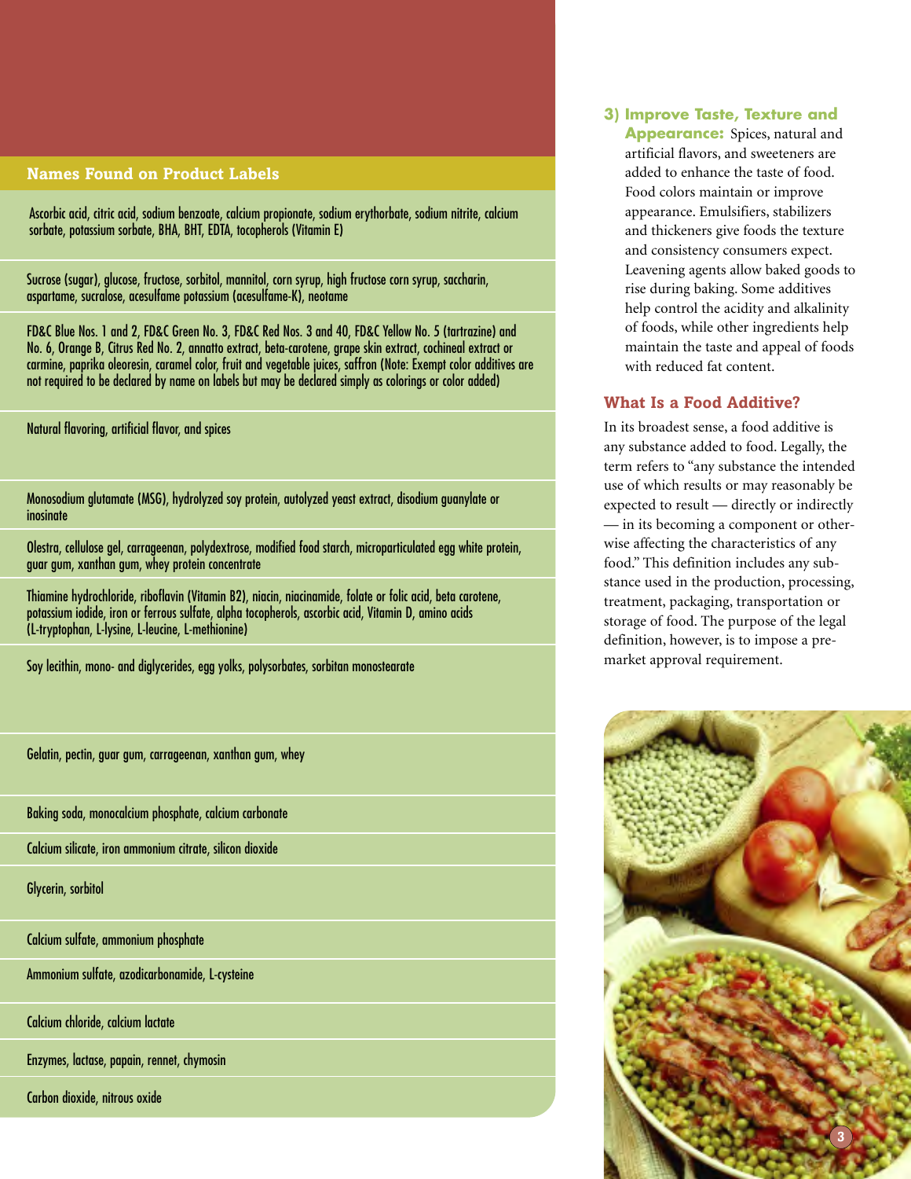## Names Found on Product Labels

Ascorbic acid, citric acid, sodium benzoate, calcium propionate, sodium erythorbate, sodium nitrite, calcium sorbate, potassium sorbate, BHA, BHT, EDTA, tocopherols (Vitamin E)

Sucrose (sugar), glucose, fructose, sorbitol, mannitol, corn syrup, high fructose corn syrup, saccharin, aspartame, sucralose, acesulfame potassium (acesulfame-K), neotame

FD&C Blue Nos. 1 and 2, FD&C Green No. 3, FD&C Red Nos. 3 and 40, FD&C Yellow No. 5 (tartrazine) and No. 6, Orange B, Citrus Red No. 2, annatto extract, beta-carotene, grape skin extract, cochineal extract or carmine, paprika oleoresin, caramel color, fruit and vegetable juices, saffron (Note: Exempt color additives are not required to be declared by name on labels but may be declared simply as colorings or color added)

Natural flavoring, artificial flavor, and spices

Monosodium glutamate (MSG), hydrolyzed soy protein, autolyzed yeast extract, disodium guanylate or inosinate

Olestra, cellulose gel, carrageenan, polydextrose, modified food starch, microparticulated egg white protein, guar gum, xanthan gum, whey protein concentrate

Thiamine hydrochloride, riboflavin (Vitamin B2), niacin, niacinamide, folate or folic acid, beta carotene, potassium iodide, iron or ferrous sulfate, alpha tocopherols, ascorbic acid, Vitamin D, amino acids (L-tryptophan, L-lysine, L-leucine, L-methionine)

Soy lecithin, mono- and diglycerides, egg yolks, polysorbates, sorbitan monostearate

Gelatin, pectin, guar gum, carrageenan, xanthan gum, whey

Baking soda, monocalcium phosphate, calcium carbonate

Calcium silicate, iron ammonium citrate, silicon dioxide

Glycerin, sorbitol

Calcium sulfate, ammonium phosphate

Ammonium sulfate, azodicarbonamide, L-cysteine

Calcium chloride, calcium lactate

Enzymes, lactase, papain, rennet, chymosin

Carbon dioxide, nitrous oxide

**3) Improve Taste, Texture and Appearance:** Spices, natural and artificial flavors, and sweeteners are added to enhance the taste of food. Food colors maintain or improve appearance. Emulsifiers, stabilizers and thickeners give foods the texture and consistency consumers expect. Leavening agents allow baked goods to rise during baking. Some additives help control the acidity and alkalinity of foods, while other ingredients help maintain the taste and appeal of foods with reduced fat content.

## What Is a Food Additive?

In its broadest sense, a food additive is any substance added to food. Legally, the term refers to "any substance the intended use of which results or may reasonably be expected to result — directly or indirectly — in its becoming a component or otherwise affecting the characteristics of any food." This definition includes any substance used in the production, processing, treatment, packaging, transportation or storage of food. The purpose of the legal definition, however, is to impose a premarket approval requirement.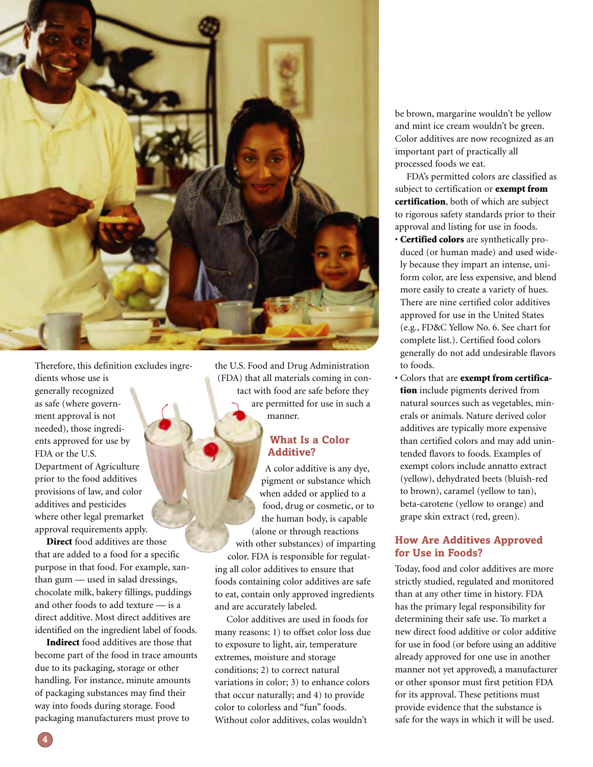Therefore, this definition excludes ingredients whose use is generally recognized as safe (where government approval is not needed), those ingredients approved for use by FDA or the U.S. Department of Agriculture prior to the food additives provisions of law, and color additives and pesticides where other legal premarket approval requirements apply.

**Direct** food additives are those that are added to a food for a specific purpose in that food. For example, xanthan gum — used in salad dressings, chocolate milk, bakery fillings, puddings and other foods to add texture — is a direct additive. Most direct additives are identified on the ingredient label of foods.

**Indirect** food additives are those that become part of the food in trace amounts due to its packaging, storage or other handling. For instance, minute amounts of packaging substances may find their way into foods during storage. Food packaging manufacturers must prove to the U.S. Food and Drug Administration (FDA) that all materials coming in contact with food are safe before they are permitted for use in such a manner.

## What Is a Color Additive?

A color additive is any dye, pigment or substance which when added or applied to a food, drug or cosmetic, or to the human body, is capable (alone or through reactions with other substances) of imparting color. FDA is responsible for regulating all color additives to ensure that foods containing color additives are safe to eat, contain only approved ingredients and are accurately labeled.

Color additives are used in foods for many reasons: 1) to offset color loss due to exposure to light, air, temperature extremes, moisture and storage conditions; 2) to correct natural variations in color; 3) to enhance colors that occur naturally; and 4) to provide color to colorless and "fun" foods. Without color additives, colas wouldn't be brown, margarine wouldn't be yellow and mint ice cream wouldn't be green. Color additives are now recognized as an important part of practically all processed foods we eat.

FDA's permitted colors are classified as subject to certification or **exempt from certification**, both of which are subject to rigorous safety standards prior to their approval and listing for use in foods.

- **Certified colors** are synthetically produced (or human made) and used widely because they impart an intense, uniform color, are less expensive, and blend more easily to create a variety of hues. There are nine certified color additives approved for use in the United States (e.g., FD&C Yellow No. 6. See chart for complete list.). Certified food colors generally do not add undesirable flavors to foods.
- Colors that are **exempt from certification** include pigments derived from natural sources such as vegetables, minerals or animals. Nature derived color additives are typically more expensive than certified colors and may add unintended flavors to foods. Examples of exempt colors include annatto extract (yellow), dehydrated beets (bluish-red to brown), caramel (yellow to tan), beta-carotene (yellow to orange) and grape skin extract (red, green).

## How Are Additives Approved for Use in Foods?

Today, food and color additives are more strictly studied, regulated and monitored than at any other time in history. FDA has the primary legal responsibility for determining their safe use. To market a new direct food additive or color additive for use in food (or before using an additive already approved for one use in another manner not yet approved), a manufacturer or other sponsor must first petition FDA for its approval. These petitions must provide evidence that the substance is safe for the ways in which it will be used.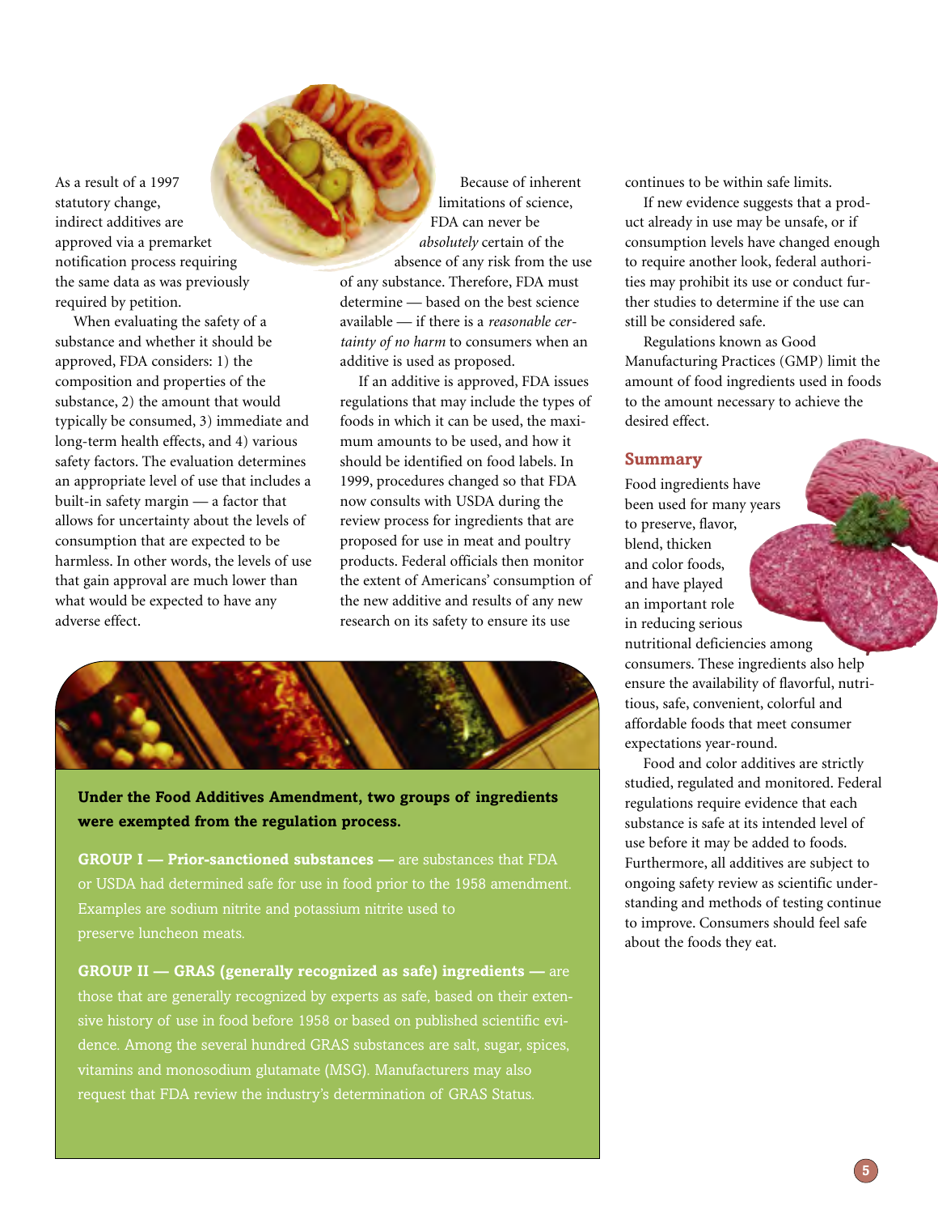As a result of a 1997 statutory change, indirect additives are approved via a premarket notification process requiring the same data as was previously required by petition.

When evaluating the safety of a substance and whether it should be approved, FDA considers: 1) the composition and properties of the substance, 2) the amount that would typically be consumed, 3) immediate and long-term health effects, and 4) various safety factors. The evaluation determines an appropriate level of use that includes a built-in safety margin — a factor that allows for uncertainty about the levels of consumption that are expected to be harmless. In other words, the levels of use that gain approval are much lower than what would be expected to have any adverse effect.

Because of inherent limitations of science, FDA can never be *absolutely* certain of the absence of any risk from the use of any substance. Therefore, FDA must determine — based on the best science available — if there is a *reasonable certainty of no harm* to consumers when an additive is used as proposed.

If an additive is approved, FDA issues regulations that may include the types of foods in which it can be used, the maximum amounts to be used, and how it should be identified on food labels. In 1999, procedures changed so that FDA now consults with USDA during the review process for ingredients that are proposed for use in meat and poultry products. Federal officials then monitor the extent of Americans' consumption of the new additive and results of any new research on its safety to ensure its use continues to be within safe limits.

If new evidence suggests that a product already in use may be unsafe, or if consumption levels have changed enough to require another look, federal authorities may prohibit its use or conduct further studies to determine if the use can still be considered safe.

Regulations known as Good Manufacturing Practices (GMP) limit the amount of food ingredients used in foods to the amount necessary to achieve the desired effect.

**Under the Food Additives Amendment, two groups of ingredients were exempted from the regulation process.**

**GROUP I — Prior-sanctioned substances —** are substances that FDA or USDA had determined safe for use in food prior to the 1958 amendment. Examples are sodium nitrite and potassium nitrite used to preserve luncheon meats.

**GROUP II — GRAS (generally recognized as safe) ingredients —** are those that are generally recognized by experts as safe, based on their extensive history of use in food before 1958 or based on published scientific evidence. Among the several hundred GRAS substances are salt, sugar, spices, vitamins and monosodium glutamate (MSG). Manufacturers may also request that FDA review the industry's determination of GRAS Status.

## Summary

Food ingredients have been used for many years to preserve, flavor, blend, thicken and color foods, and have played an important role in reducing serious nutritional deficiencies among consumers. These ingredients also help ensure the availability of flavorful, nutritious, safe, convenient, colorful and affordable foods that meet consumer expectations year-round.

Food and color additives are strictly studied, regulated and monitored. Federal regulations require evidence that each substance is safe at its intended level of use before it may be added to foods. Furthermore, all additives are subject to ongoing safety review as scientific understanding and methods of testing continue to improve. Consumers should feel safe about the foods they eat.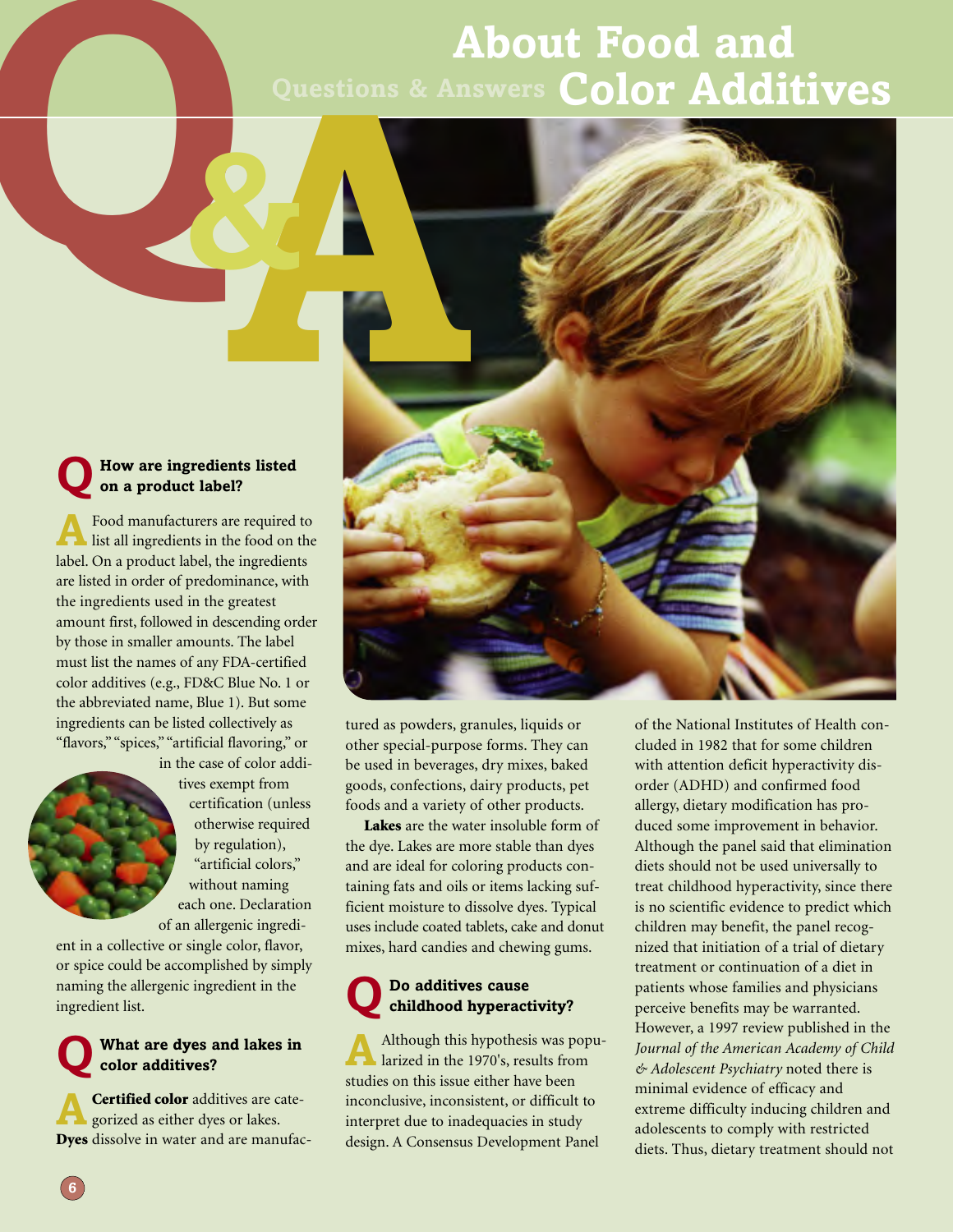# Questions & Answers About Food and Color Additives

## Q How are ingredients listed on a product label?

**A** Food manufacturers are required to list all ingredients in the food on the label. On a product label, the ingredients are listed in order of predominance, with the ingredients used in the greatest amount first, followed in descending order by those in smaller amounts. The label must list the names of any FDA-certified color additives (e.g., FD&C Blue No. 1 or the abbreviated name, Blue 1). But some ingredients can be listed collectively as "flavors," "spices," "artificial flavoring," or in the case of color additives exempt from certification (unless otherwise required by regulation), "artificial colors," without naming each one. Declaration of an allergenic ingredient in a collective or single color, flavor, or spice could be accomplished by simply naming the allergenic ingredient in the ingredient list.

## Q What are dyes and lakes in color additives?

**A** **Certified color** additives are categorized as either dyes or lakes. **Dyes** dissolve in water and are manufactured as powders, granules, liquids or other special-purpose forms. They can be used in beverages, dry mixes, baked goods, confections, dairy products, pet foods and a variety of other products.

**Lakes** are the water insoluble form of the dye. Lakes are more stable than dyes and are ideal for coloring products containing fats and oils or items lacking sufficient moisture to dissolve dyes. Typical uses include coated tablets, cake and donut mixes, hard candies and chewing gums.

## Q Do additives cause childhood hyperactivity?

**A** Although this hypothesis was popularized in the 1970's, results from studies on this issue either have been inconclusive, inconsistent, or difficult to interpret due to inadequacies in study design. A Consensus Development Panel of the National Institutes of Health concluded in 1982 that for some children with attention deficit hyperactivity disorder (ADHD) and confirmed food allergy, dietary modification has produced some improvement in behavior. Although the panel said that elimination diets should not be used universally to treat childhood hyperactivity, since there is no scientific evidence to predict which children may benefit, the panel recognized that initiation of a trial of dietary treatment or continuation of a diet in patients whose families and physicians perceive benefits may be warranted. However, a 1997 review published in the *Journal of the American Academy of Child & Adolescent Psychiatry* noted there is minimal evidence of efficacy and extreme difficulty inducing children and adolescents to comply with restricted diets. Thus, dietary treatment should not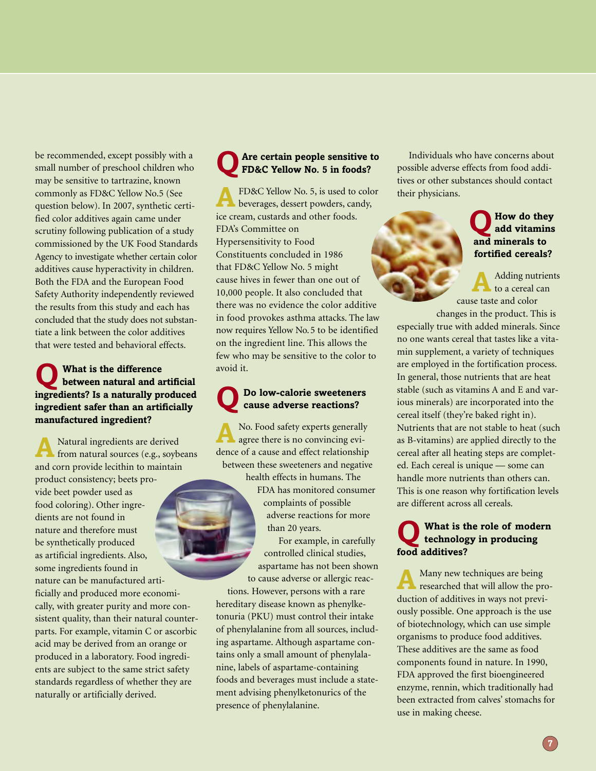be recommended, except possibly with a small number of preschool children who may be sensitive to tartrazine, known commonly as FD&C Yellow No.5 (See question below). In 2007, synthetic certified color additives again came under scrutiny following publication of a study commissioned by the UK Food Standards Agency to investigate whether certain color additives cause hyperactivity in children. Both the FDA and the European Food Safety Authority independently reviewed the results from this study and each has concluded that the study does not substantiate a link between the color additives that were tested and behavioral effects.

## Q What is the difference between natural and artificial ingredients? Is a naturally produced ingredient safer than an artificially manufactured ingredient?

**A** Natural ingredients are derived from natural sources (e.g., soybeans and corn provide lecithin to maintain product consistency; beets provide beet powder used as food coloring). Other ingredients are not found in nature and therefore must be synthetically produced as artificial ingredients. Also, some ingredients found in nature can be manufactured artificially and produced more economically, with greater purity and more consistent quality, than their natural counterparts. For example, vitamin C or ascorbic acid may be derived from an orange or produced in a laboratory. Food ingredients are subject to the same strict safety standards regardless of whether they are naturally or artificially derived.

## Q Are certain people sensitive to FD&C Yellow No. 5 in foods?

**A** FD&C Yellow No. 5, is used to color beverages, dessert powders, candy, ice cream, custards and other foods. FDA's Committee on Hypersensitivity to Food Constituents concluded in 1986 that FD&C Yellow No. 5 might cause hives in fewer than one out of 10,000 people. It also concluded that there was no evidence the color additive in food provokes asthma attacks. The law now requires Yellow No. 5 to be identified on the ingredient line. This allows the few who may be sensitive to the color to avoid it.

## Q Do low-calorie sweeteners cause adverse reactions?

**A** No. Food safety experts generally agree there is no convincing evidence of a cause and effect relationship between these sweeteners and negative health effects in humans. The FDA has monitored consumer complaints of possible adverse reactions for more than 20 years.

For example, in carefully controlled clinical studies, aspartame has not been shown to cause adverse or allergic reactions. However, persons with a rare hereditary disease known as phenylketonuria (PKU) must control their intake of phenylalanine from all sources, including aspartame. Although aspartame contains only a small amount of phenylalanine, labels of aspartame-containing foods and beverages must include a statement advising phenylketonurics of the presence of phenylalanine.

Individuals who have concerns about possible adverse effects from food additives or other substances should contact their physicians.

## Q How do they add vitamins and minerals to fortified cereals?

**A** Adding nutrients to a cereal can cause taste and color changes in the product. This is especially true with added minerals. Since no one wants cereal that tastes like a vitamin supplement, a variety of techniques are employed in the fortification process. In general, those nutrients that are heat stable (such as vitamins A and E and various minerals) are incorporated into the cereal itself (they're baked right in). Nutrients that are not stable to heat (such as B-vitamins) are applied directly to the cereal after all heating steps are completed. Each cereal is unique — some can handle more nutrients than others can. This is one reason why fortification levels are different across all cereals.

## Q What is the role of modern technology in producing food additives?

**A** Many new techniques are being researched that will allow the production of additives in ways not previously possible. One approach is the use of biotechnology, which can use simple organisms to produce food additives. These additives are the same as food components found in nature. In 1990, FDA approved the first bioengineered enzyme, rennin, which traditionally had been extracted from calves' stomachs for use in making cheese.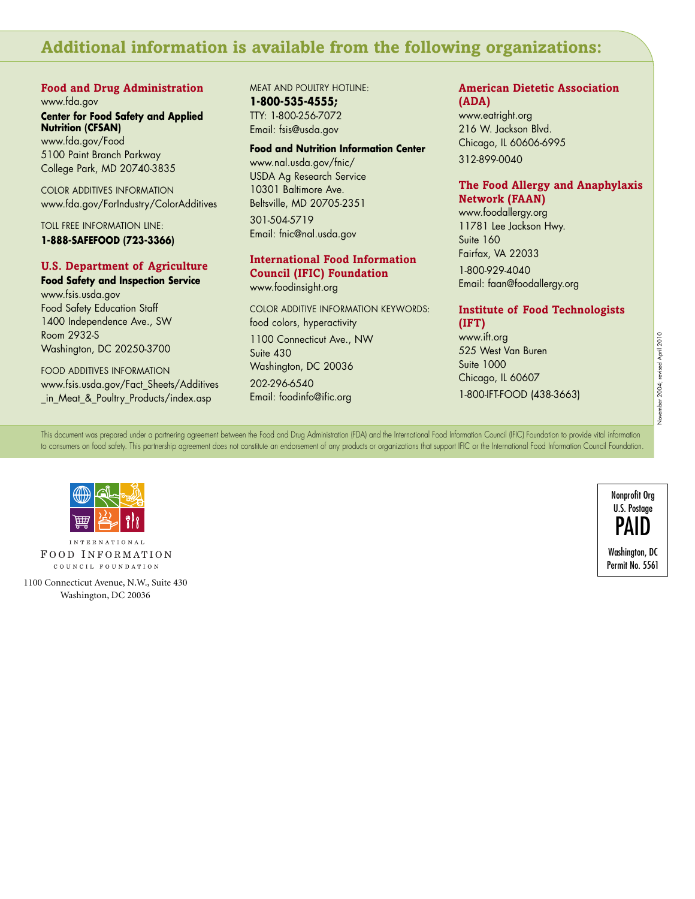## Additional information is available from the following organizations:

### Food and Drug Administration

www.fda.gov

**Center for Food Safety and Applied Nutrition (CFSAN)**
www.fda.gov/Food
5100 Paint Branch Parkway
College Park, MD 20740-3835

COLOR ADDITIVES INFORMATION
www.fda.gov/ForIndustry/ColorAdditives

TOLL FREE INFORMATION LINE:
**1-888-SAFEFOOD (723-3366)**

### U.S. Department of Agriculture

**Food Safety and Inspection Service**
www.fsis.usda.gov
Food Safety Education Staff
1400 Independence Ave., SW
Room 2932-S
Washington, DC 20250-3700

FOOD ADDITIVES INFORMATION
www.fsis.usda.gov/Fact_Sheets/Additives_in_Meat_&_Poultry_Products/index.asp

MEAT AND POULTRY HOTLINE:
**1-800-535-4555;**
TTY: 1-800-256-7072
Email: fsis@usda.gov

**Food and Nutrition Information Center**
www.nal.usda.gov/fnic/
USDA Ag Research Service
10301 Baltimore Ave.
Beltsville, MD 20705-2351
301-504-5719
Email: fnic@nal.usda.gov

### International Food Information Council (IFIC) Foundation

www.foodinsight.org

COLOR ADDITIVE INFORMATION KEYWORDS:
food colors, hyperactivity

1100 Connecticut Ave., NW
Suite 430
Washington, DC 20036
202-296-6540
Email: foodinfo@ific.org

### American Dietetic Association (ADA)

www.eatright.org
216 W. Jackson Blvd.
Chicago, IL 60606-6995
312-899-0040

### The Food Allergy and Anaphylaxis Network (FAAN)

www.foodallergy.org
11781 Lee Jackson Hwy.
Suite 160
Fairfax, VA 22033
1-800-929-4040
Email: faan@foodallergy.org

### Institute of Food Technologists (IFT)

www.ift.org
525 West Van Buren
Suite 1000
Chicago, IL 60607
1-800-IFT-FOOD (438-3663)

November 2004; revised April 2010

This document was prepared under a partnering agreement between the Food and Drug Administration (FDA) and the International Food Information Council (IFIC) Foundation to provide vital information to consumers on food safety. This partnership agreement does not constitute an endorsement of any products or organizations that support IFIC or the International Food Information Council Foundation.

INTERNATIONAL
FOOD INFORMATION
COUNCIL FOUNDATION

1100 Connecticut Avenue, N.W., Suite 430
Washington, DC 20036

Nonprofit Org
U.S. Postage
PAID
Washington, DC
Permit No. 5561